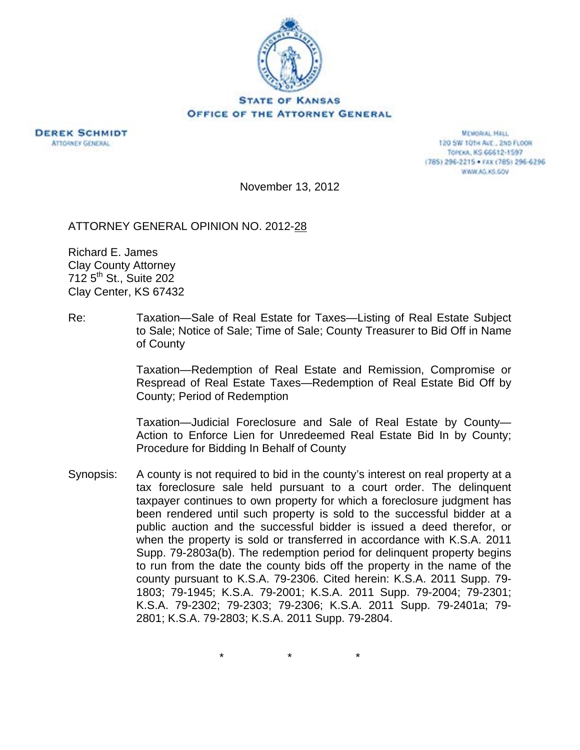**STATE OF KANSAS**
**OFFICE OF THE ATTORNEY GENERAL**

**DEREK SCHMIDT**
ATTORNEY GENERAL

MEMORIAL HALL
120 SW 10TH AVE., 2ND FLOOR
TOPEKA, KS 66612-1597
(785) 296-2215 • FAX (785) 296-6296
WWW.AG.KS.GOV

November 13, 2012

ATTORNEY GENERAL OPINION NO. 2012-28

Richard E. James
Clay County Attorney
712 5th St., Suite 202
Clay Center, KS 67432

Re: Taxation—Sale of Real Estate for Taxes—Listing of Real Estate Subject to Sale; Notice of Sale; Time of Sale; County Treasurer to Bid Off in Name of County

Taxation—Redemption of Real Estate and Remission, Compromise or Respread of Real Estate Taxes—Redemption of Real Estate Bid Off by County; Period of Redemption

Taxation—Judicial Foreclosure and Sale of Real Estate by County—Action to Enforce Lien for Unredeemed Real Estate Bid In by County; Procedure for Bidding In Behalf of County

Synopsis: A county is not required to bid in the county's interest on real property at a tax foreclosure sale held pursuant to a court order. The delinquent taxpayer continues to own property for which a foreclosure judgment has been rendered until such property is sold to the successful bidder at a public auction and the successful bidder is issued a deed therefor, or when the property is sold or transferred in accordance with K.S.A. 2011 Supp. 79-2803a(b). The redemption period for delinquent property begins to run from the date the county bids off the property in the name of the county pursuant to K.S.A. 79-2306. Cited herein: K.S.A. 2011 Supp. 79-1803; 79-1945; K.S.A. 79-2001; K.S.A. 2011 Supp. 79-2004; 79-2301; K.S.A. 79-2302; 79-2303; 79-2306; K.S.A. 2011 Supp. 79-2401a; 79-2801; K.S.A. 79-2803; K.S.A. 2011 Supp. 79-2804.

\*                    \*                    \*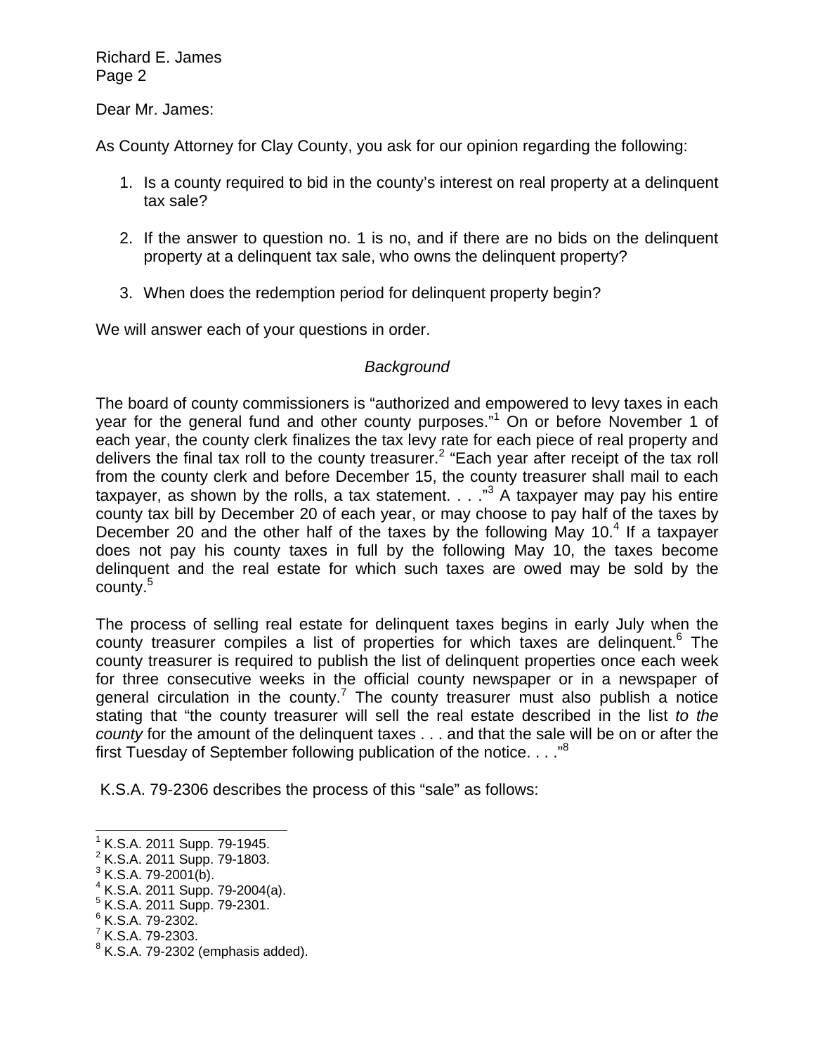Dear Mr. James:

As County Attorney for Clay County, you ask for our opinion regarding the following:

1. Is a county required to bid in the county's interest on real property at a delinquent tax sale?

2. If the answer to question no. 1 is no, and if there are no bids on the delinquent property at a delinquent tax sale, who owns the delinquent property?

3. When does the redemption period for delinquent property begin?

We will answer each of your questions in order.

*Background*

The board of county commissioners is "authorized and empowered to levy taxes in each year for the general fund and other county purposes."[1] On or before November 1 of each year, the county clerk finalizes the tax levy rate for each piece of real property and delivers the final tax roll to the county treasurer.[2] "Each year after receipt of the tax roll from the county clerk and before December 15, the county treasurer shall mail to each taxpayer, as shown by the rolls, a tax statement. . . ."[3] A taxpayer may pay his entire county tax bill by December 20 of each year, or may choose to pay half of the taxes by December 20 and the other half of the taxes by the following May 10.[4] If a taxpayer does not pay his county taxes in full by the following May 10, the taxes become delinquent and the real estate for which such taxes are owed may be sold by the county.[5]

The process of selling real estate for delinquent taxes begins in early July when the county treasurer compiles a list of properties for which taxes are delinquent.[6] The county treasurer is required to publish the list of delinquent properties once each week for three consecutive weeks in the official county newspaper or in a newspaper of general circulation in the county.[7] The county treasurer must also publish a notice stating that "the county treasurer will sell the real estate described in the list *to the county* for the amount of the delinquent taxes . . . and that the sale will be on or after the first Tuesday of September following publication of the notice. . . ."[8]

K.S.A. 79-2306 describes the process of this "sale" as follows:

---

[1] K.S.A. 2011 Supp. 79-1945.
[2] K.S.A. 2011 Supp. 79-1803.
[3] K.S.A. 79-2001(b).
[4] K.S.A. 2011 Supp. 79-2004(a).
[5] K.S.A. 2011 Supp. 79-2301.
[6] K.S.A. 79-2302.
[7] K.S.A. 79-2303.
[8] K.S.A. 79-2302 (emphasis added).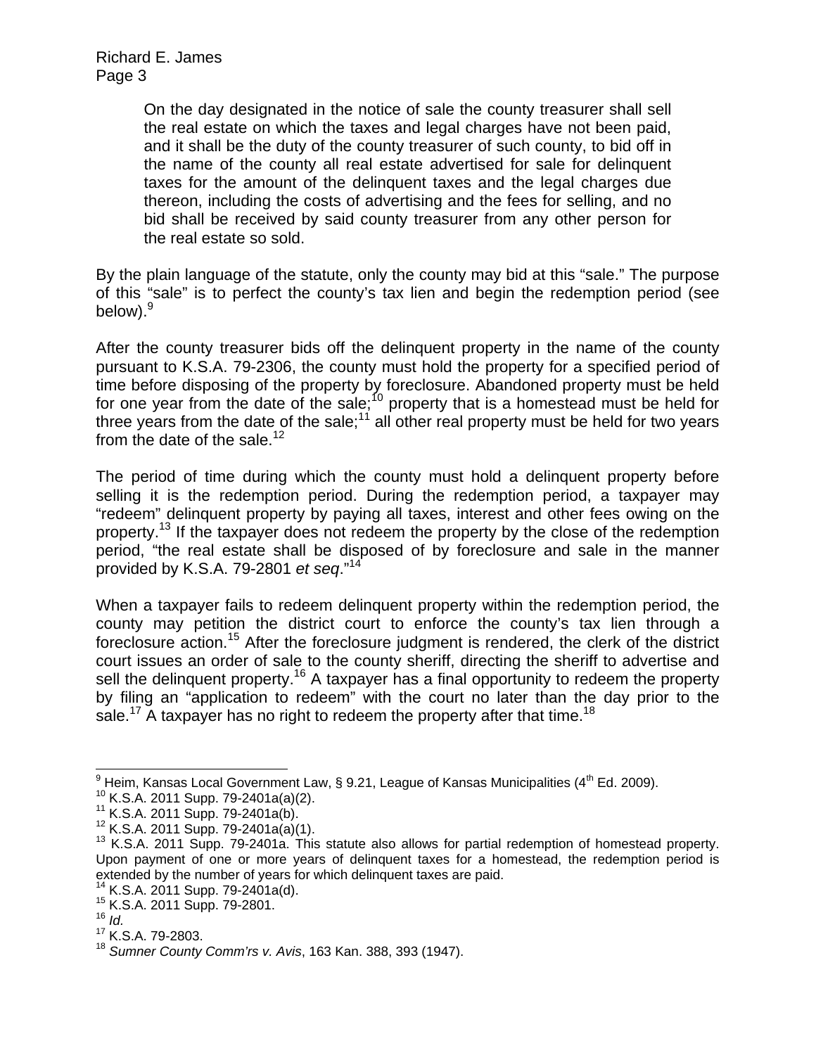> On the day designated in the notice of sale the county treasurer shall sell the real estate on which the taxes and legal charges have not been paid, and it shall be the duty of the county treasurer of such county, to bid off in the name of the county all real estate advertised for sale for delinquent taxes for the amount of the delinquent taxes and the legal charges due thereon, including the costs of advertising and the fees for selling, and no bid shall be received by said county treasurer from any other person for the real estate so sold.

By the plain language of the statute, only the county may bid at this "sale." The purpose of this "sale" is to perfect the county's tax lien and begin the redemption period (see below).[9]

After the county treasurer bids off the delinquent property in the name of the county pursuant to K.S.A. 79-2306, the county must hold the property for a specified period of time before disposing of the property by foreclosure. Abandoned property must be held for one year from the date of the sale;[10] property that is a homestead must be held for three years from the date of the sale;[11] all other real property must be held for two years from the date of the sale.[12]

The period of time during which the county must hold a delinquent property before selling it is the redemption period. During the redemption period, a taxpayer may "redeem" delinquent property by paying all taxes, interest and other fees owing on the property.[13] If the taxpayer does not redeem the property by the close of the redemption period, "the real estate shall be disposed of by foreclosure and sale in the manner provided by K.S.A. 79-2801 *et seq*."[14]

When a taxpayer fails to redeem delinquent property within the redemption period, the county may petition the district court to enforce the county's tax lien through a foreclosure action.[15] After the foreclosure judgment is rendered, the clerk of the district court issues an order of sale to the county sheriff, directing the sheriff to advertise and sell the delinquent property.[16] A taxpayer has a final opportunity to redeem the property by filing an "application to redeem" with the court no later than the day prior to the sale.[17] A taxpayer has no right to redeem the property after that time.[18]

---

[9] Heim, Kansas Local Government Law, § 9.21, League of Kansas Municipalities (4th Ed. 2009).
[10] K.S.A. 2011 Supp. 79-2401a(a)(2).
[11] K.S.A. 2011 Supp. 79-2401a(b).
[12] K.S.A. 2011 Supp. 79-2401a(a)(1).
[13] K.S.A. 2011 Supp. 79-2401a. This statute also allows for partial redemption of homestead property. Upon payment of one or more years of delinquent taxes for a homestead, the redemption period is extended by the number of years for which delinquent taxes are paid.
[14] K.S.A. 2011 Supp. 79-2401a(d).
[15] K.S.A. 2011 Supp. 79-2801.
[16] *Id.*
[17] K.S.A. 79-2803.
[18] *Sumner County Comm'rs v. Avis*, 163 Kan. 388, 393 (1947).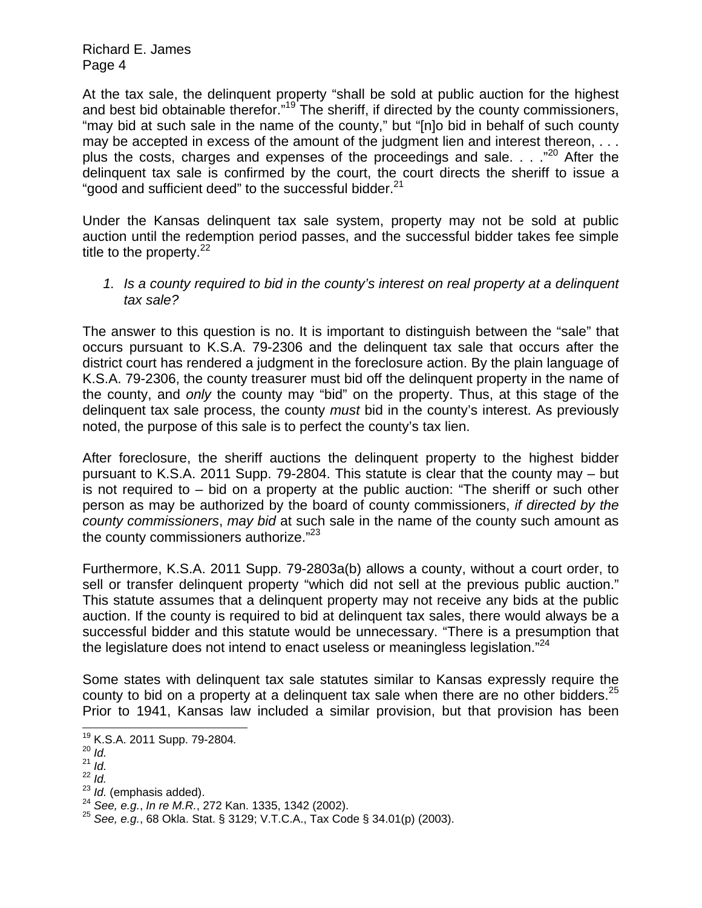At the tax sale, the delinquent property "shall be sold at public auction for the highest and best bid obtainable therefor."[19] The sheriff, if directed by the county commissioners, "may bid at such sale in the name of the county," but "[n]o bid in behalf of such county may be accepted in excess of the amount of the judgment lien and interest thereon, . . . plus the costs, charges and expenses of the proceedings and sale. . . ."[20] After the delinquent tax sale is confirmed by the court, the court directs the sheriff to issue a "good and sufficient deed" to the successful bidder.[21]

Under the Kansas delinquent tax sale system, property may not be sold at public auction until the redemption period passes, and the successful bidder takes fee simple title to the property.[22]

1. *Is a county required to bid in the county's interest on real property at a delinquent tax sale?*

The answer to this question is no. It is important to distinguish between the "sale" that occurs pursuant to K.S.A. 79-2306 and the delinquent tax sale that occurs after the district court has rendered a judgment in the foreclosure action. By the plain language of K.S.A. 79-2306, the county treasurer must bid off the delinquent property in the name of the county, and *only* the county may "bid" on the property. Thus, at this stage of the delinquent tax sale process, the county *must* bid in the county's interest. As previously noted, the purpose of this sale is to perfect the county's tax lien.

After foreclosure, the sheriff auctions the delinquent property to the highest bidder pursuant to K.S.A. 2011 Supp. 79-2804. This statute is clear that the county may – but is not required to – bid on a property at the public auction: "The sheriff or such other person as may be authorized by the board of county commissioners, *if directed by the county commissioners*, *may bid* at such sale in the name of the county such amount as the county commissioners authorize."[23]

Furthermore, K.S.A. 2011 Supp. 79-2803a(b) allows a county, without a court order, to sell or transfer delinquent property "which did not sell at the previous public auction." This statute assumes that a delinquent property may not receive any bids at the public auction. If the county is required to bid at delinquent tax sales, there would always be a successful bidder and this statute would be unnecessary. "There is a presumption that the legislature does not intend to enact useless or meaningless legislation."[24]

Some states with delinquent tax sale statutes similar to Kansas expressly require the county to bid on a property at a delinquent tax sale when there are no other bidders.[25] Prior to 1941, Kansas law included a similar provision, but that provision has been

---

[19] K.S.A. 2011 Supp. 79-2804.
[20] *Id.*
[21] *Id.*
[22] *Id.*
[23] *Id.* (emphasis added).
[24] *See, e.g.*, *In re M.R.*, 272 Kan. 1335, 1342 (2002).
[25] *See, e.g.*, 68 Okla. Stat. § 3129; V.T.C.A., Tax Code § 34.01(p) (2003).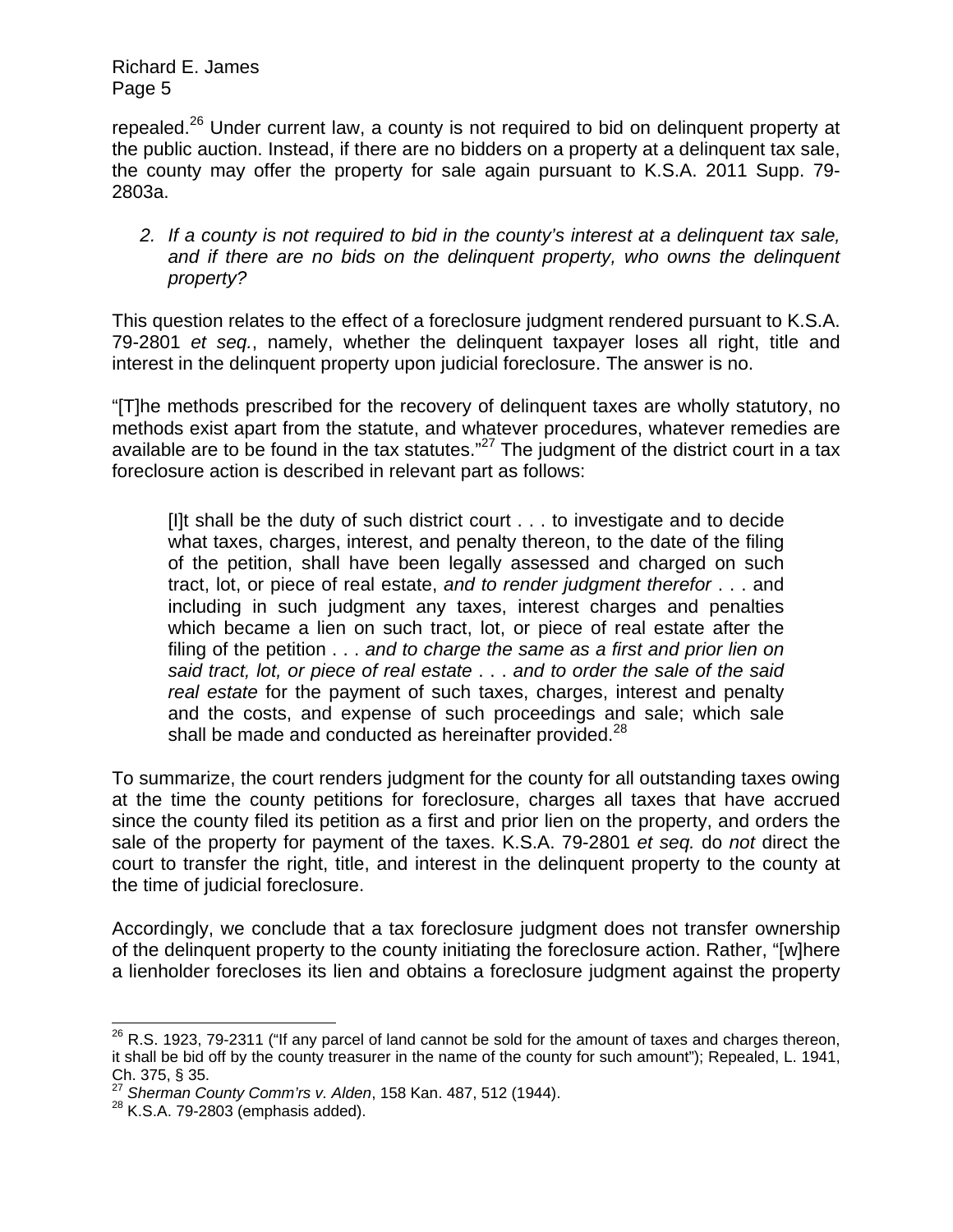repealed.[26] Under current law, a county is not required to bid on delinquent property at the public auction. Instead, if there are no bidders on a property at a delinquent tax sale, the county may offer the property for sale again pursuant to K.S.A. 2011 Supp. 79-2803a.

> 2. *If a county is not required to bid in the county's interest at a delinquent tax sale, and if there are no bids on the delinquent property, who owns the delinquent property?*

This question relates to the effect of a foreclosure judgment rendered pursuant to K.S.A. 79-2801 *et seq.*, namely, whether the delinquent taxpayer loses all right, title and interest in the delinquent property upon judicial foreclosure. The answer is no.

"[T]he methods prescribed for the recovery of delinquent taxes are wholly statutory, no methods exist apart from the statute, and whatever procedures, whatever remedies are available are to be found in the tax statutes."[27] The judgment of the district court in a tax foreclosure action is described in relevant part as follows:

> [I]t shall be the duty of such district court . . . to investigate and to decide what taxes, charges, interest, and penalty thereon, to the date of the filing of the petition, shall have been legally assessed and charged on such tract, lot, or piece of real estate, *and to render judgment therefor* . . . and including in such judgment any taxes, interest charges and penalties which became a lien on such tract, lot, or piece of real estate after the filing of the petition . . . *and to charge the same as a first and prior lien on said tract, lot, or piece of real estate* . . . *and to order the sale of the said real estate* for the payment of such taxes, charges, interest and penalty and the costs, and expense of such proceedings and sale; which sale shall be made and conducted as hereinafter provided.[28]

To summarize, the court renders judgment for the county for all outstanding taxes owing at the time the county petitions for foreclosure, charges all taxes that have accrued since the county filed its petition as a first and prior lien on the property, and orders the sale of the property for payment of the taxes. K.S.A. 79-2801 *et seq.* do *not* direct the court to transfer the right, title, and interest in the delinquent property to the county at the time of judicial foreclosure.

Accordingly, we conclude that a tax foreclosure judgment does not transfer ownership of the delinquent property to the county initiating the foreclosure action. Rather, "[w]here a lienholder forecloses its lien and obtains a foreclosure judgment against the property

---

[26] R.S. 1923, 79-2311 ("If any parcel of land cannot be sold for the amount of taxes and charges thereon, it shall be bid off by the county treasurer in the name of the county for such amount"); Repealed, L. 1941, Ch. 375, § 35.

[27] *Sherman County Comm'rs v. Alden*, 158 Kan. 487, 512 (1944).

[28] K.S.A. 79-2803 (emphasis added).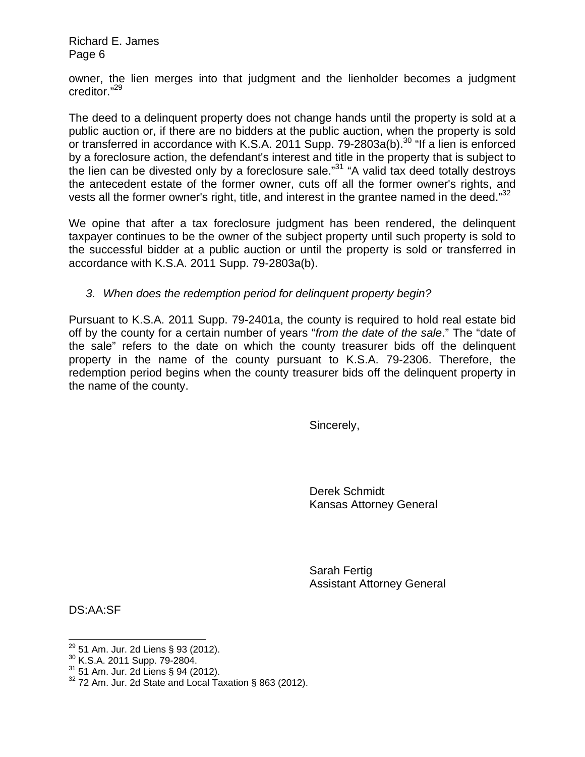owner, the lien merges into that judgment and the lienholder becomes a judgment creditor."[29]

The deed to a delinquent property does not change hands until the property is sold at a public auction or, if there are no bidders at the public auction, when the property is sold or transferred in accordance with K.S.A. 2011 Supp. 79-2803a(b).[30] "If a lien is enforced by a foreclosure action, the defendant's interest and title in the property that is subject to the lien can be divested only by a foreclosure sale."[31] "A valid tax deed totally destroys the antecedent estate of the former owner, cuts off all the former owner's rights, and vests all the former owner's right, title, and interest in the grantee named in the deed."[32]

We opine that after a tax foreclosure judgment has been rendered, the delinquent taxpayer continues to be the owner of the subject property until such property is sold to the successful bidder at a public auction or until the property is sold or transferred in accordance with K.S.A. 2011 Supp. 79-2803a(b).

3. *When does the redemption period for delinquent property begin?*

Pursuant to K.S.A. 2011 Supp. 79-2401a, the county is required to hold real estate bid off by the county for a certain number of years "*from the date of the sale*." The "date of the sale" refers to the date on which the county treasurer bids off the delinquent property in the name of the county pursuant to K.S.A. 79-2306. Therefore, the redemption period begins when the county treasurer bids off the delinquent property in the name of the county.

Sincerely,

Derek Schmidt
Kansas Attorney General

Sarah Fertig
Assistant Attorney General

DS:AA:SF

---

[29] 51 Am. Jur. 2d Liens § 93 (2012).
[30] K.S.A. 2011 Supp. 79-2804.
[31] 51 Am. Jur. 2d Liens § 94 (2012).
[32] 72 Am. Jur. 2d State and Local Taxation § 863 (2012).